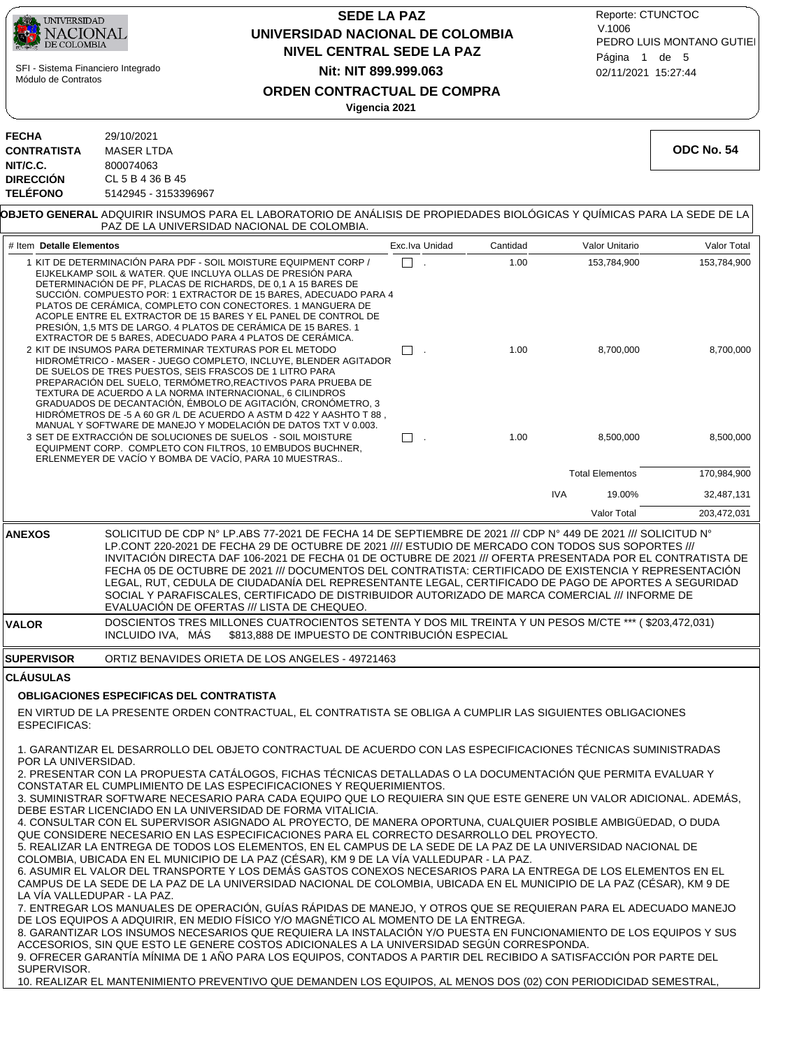**SEDE LA PAZ**
**UNIVERSIDAD NACIONAL DE COLOMBIA**
**NIVEL CENTRAL SEDE LA PAZ**
**Nit: NIT 899.999.063**

## ORDEN CONTRACTUAL DE COMPRA

**Vigencia 2021**

SFI - Sistema Financiero Integrado
Módulo de Contratos

Reporte: CTUNCTOC
V.1006
PEDRO LUIS MONTANO GUTIEI
02/11/2021 15:27:44

**ODC No. 54**

**FECHA** 29/10/2021
**CONTRATISTA** MASER LTDA
**NIT/C.C.** 800074063
**DIRECCIÓN** CL 5 B 4 36 B 45
**TELÉFONO** 5142945 - 3153396967

**OBJETO GENERAL** ADQUIRIR INSUMOS PARA EL LABORATORIO DE ANÁLISIS DE PROPIEDADES BIOLÓGICAS Y QUÍMICAS PARA LA SEDE DE LA PAZ DE LA UNIVERSIDAD NACIONAL DE COLOMBIA.

| # Item | Detalle Elementos | Exc.Iva | Unidad | Cantidad | Valor Unitario | Valor Total |
|---|---|---|---|---|---|---|
| 1 | KIT DE DETERMINACIÓN PARA PDF - SOIL MOISTURE EQUIPMENT CORP / EIJKELKAMP SOIL & WATER. QUE INCLUYA OLLAS DE PRESIÓN PARA DETERMINACIÓN DE PF, PLACAS DE RICHARDS, DE 0,1 A 15 BARES DE SUCCIÓN. COMPUESTO POR: 1 EXTRACTOR DE 15 BARES, ADECUADO PARA 4 PLATOS DE CERÁMICA, COMPLETO CON CONECTORES. 1 MANGUERA DE ACOPLE ENTRE EL EXTRACTOR DE 15 BARES Y EL PANEL DE CONTROL DE PRESIÓN, 1,5 MTS DE LARGO. 4 PLATOS DE CERÁMICA DE 15 BARES. 1 EXTRACTOR DE 5 BARES, ADECUADO PARA 4 PLATOS DE CERÁMICA. | ☐ | . | 1.00 | 153,784,900 | 153,784,900 |
| 2 | KIT DE INSUMOS PARA DETERMINAR TEXTURAS POR EL METODO HIDROMÉTRICO - MASER - JUEGO COMPLETO, INCLUYE, BLENDER AGITADOR DE SUELOS DE TRES PUESTOS, SEIS FRASCOS DE 1 LITRO PARA PREPARACIÓN DEL SUELO, TERMÓMETRO,REACTIVOS PARA PRUEBA DE TEXTURA DE ACUERDO A LA NORMA INTERNACIONAL, 6 CILINDROS GRADUADOS DE DECANTACIÓN, ÉMBOLO DE AGITACIÓN, CRONÓMETRO, 3 HIDRÓMETROS DE -5 A 60 GR /L DE ACUERDO A ASTM D 422 Y AASHTO T 88 , MANUAL Y SOFTWARE DE MANEJO Y MODELACIÓN DE DATOS TXT V 0.003. | ☐ | . | 1.00 | 8,700,000 | 8,700,000 |
| 3 | SET DE EXTRACCIÓN DE SOLUCIONES DE SUELOS - SOIL MOISTURE EQUIPMENT CORP. COMPLETO CON FILTROS, 10 EMBUDOS BUCHNER, ERLENMEYER DE VACÍO Y BOMBA DE VACÍO, PARA 10 MUESTRAS.. | ☐ | . | 1.00 | 8,500,000 | 8,500,000 |
| | | | | | Total Elementos | 170,984,900 |
| | | | | IVA | 19.00% | 32,487,131 |
| | | | | | Valor Total | 203,472,031 |

**ANEXOS** SOLICITUD DE CDP N° LP.ABS 77-2021 DE FECHA 14 DE SEPTIEMBRE DE 2021 /// CDP N° 449 DE 2021 /// SOLICITUD N° LP.CONT 220-2021 DE FECHA 29 DE OCTUBRE DE 2021 //// ESTUDIO DE MERCADO CON TODOS SUS SOPORTES /// INVITACIÓN DIRECTA DAF 106-2021 DE FECHA 01 DE OCTUBRE DE 2021 /// OFERTA PRESENTADA POR EL CONTRATISTA DE FECHA 05 DE OCTUBRE DE 2021 /// DOCUMENTOS DEL CONTRATISTA: CERTIFICADO DE EXISTENCIA Y REPRESENTACIÓN LEGAL, RUT, CEDULA DE CIUDADANÍA DEL REPRESENTANTE LEGAL, CERTIFICADO DE PAGO DE APORTES A SEGURIDAD SOCIAL Y PARAFISCALES, CERTIFICADO DE DISTRIBUIDOR AUTORIZADO DE MARCA COMERCIAL /// INFORME DE EVALUACIÓN DE OFERTAS /// LISTA DE CHEQUEO.

**VALOR** DOSCIENTOS TRES MILLONES CUATROCIENTOS SETENTA Y DOS MIL TREINTA Y UN PESOS M/CTE *** ( $203,472,031) INCLUIDO IVA, MÁS $813,888 DE IMPUESTO DE CONTRIBUCIÓN ESPECIAL

**SUPERVISOR** ORTIZ BENAVIDES ORIETA DE LOS ANGELES - 49721463

**CLÁUSULAS**

**OBLIGACIONES ESPECIFICAS DEL CONTRATISTA**

EN VIRTUD DE LA PRESENTE ORDEN CONTRACTUAL, EL CONTRATISTA SE OBLIGA A CUMPLIR LAS SIGUIENTES OBLIGACIONES ESPECIFICAS:

1. GARANTIZAR EL DESARROLLO DEL OBJETO CONTRACTUAL DE ACUERDO CON LAS ESPECIFICACIONES TÉCNICAS SUMINISTRADAS POR LA UNIVERSIDAD.
2. PRESENTAR CON LA PROPUESTA CATÁLOGOS, FICHAS TÉCNICAS DETALLADAS O LA DOCUMENTACIÓN QUE PERMITA EVALUAR Y CONSTATAR EL CUMPLIMIENTO DE LAS ESPECIFICACIONES Y REQUERIMIENTOS.
3. SUMINISTRAR SOFTWARE NECESARIO PARA CADA EQUIPO QUE LO REQUIERA SIN QUE ESTE GENERE UN VALOR ADICIONAL. ADEMÁS, DEBE ESTAR LICENCIADO EN LA UNIVERSIDAD DE FORMA VITALICIA.
4. CONSULTAR CON EL SUPERVISOR ASIGNADO AL PROYECTO, DE MANERA OPORTUNA, CUALQUIER POSIBLE AMBIGÜEDAD, O DUDA QUE CONSIDERE NECESARIO EN LAS ESPECIFICACIONES PARA EL CORRECTO DESARROLLO DEL PROYECTO.
5. REALIZAR LA ENTREGA DE TODOS LOS ELEMENTOS, EN EL CAMPUS DE LA SEDE DE LA PAZ DE LA UNIVERSIDAD NACIONAL DE COLOMBIA, UBICADA EN EL MUNICIPIO DE LA PAZ (CÉSAR), KM 9 DE LA VÍA VALLEDUPAR - LA PAZ.
6. ASUMIR EL VALOR DEL TRANSPORTE Y LOS DEMÁS GASTOS CONEXOS NECESARIOS PARA LA ENTREGA DE LOS ELEMENTOS EN EL CAMPUS DE LA SEDE DE LA PAZ DE LA UNIVERSIDAD NACIONAL DE COLOMBIA, UBICADA EN EL MUNICIPIO DE LA PAZ (CÉSAR), KM 9 DE LA VÍA VALLEDUPAR - LA PAZ.
7. ENTREGAR LOS MANUALES DE OPERACIÓN, GUÍAS RÁPIDAS DE MANEJO, Y OTROS QUE SE REQUIERAN PARA EL ADECUADO MANEJO DE LOS EQUIPOS A ADQUIRIR, EN MEDIO FÍSICO Y/O MAGNÉTICO AL MOMENTO DE LA ENTREGA.
8. GARANTIZAR LOS INSUMOS NECESARIOS QUE REQUIERA LA INSTALACIÓN Y/O PUESTA EN FUNCIONAMIENTO DE LOS EQUIPOS Y SUS ACCESORIOS, SIN QUE ESTO LE GENERE COSTOS ADICIONALES A LA UNIVERSIDAD SEGÚN CORRESPONDA.
9. OFRECER GARANTÍA MÍNIMA DE 1 AÑO PARA LOS EQUIPOS, CONTADOS A PARTIR DEL RECIBIDO A SATISFACCIÓN POR PARTE DEL SUPERVISOR.
10. REALIZAR EL MANTENIMIENTO PREVENTIVO QUE DEMANDEN LOS EQUIPOS, AL MENOS DOS (02) CON PERIODICIDAD SEMESTRAL,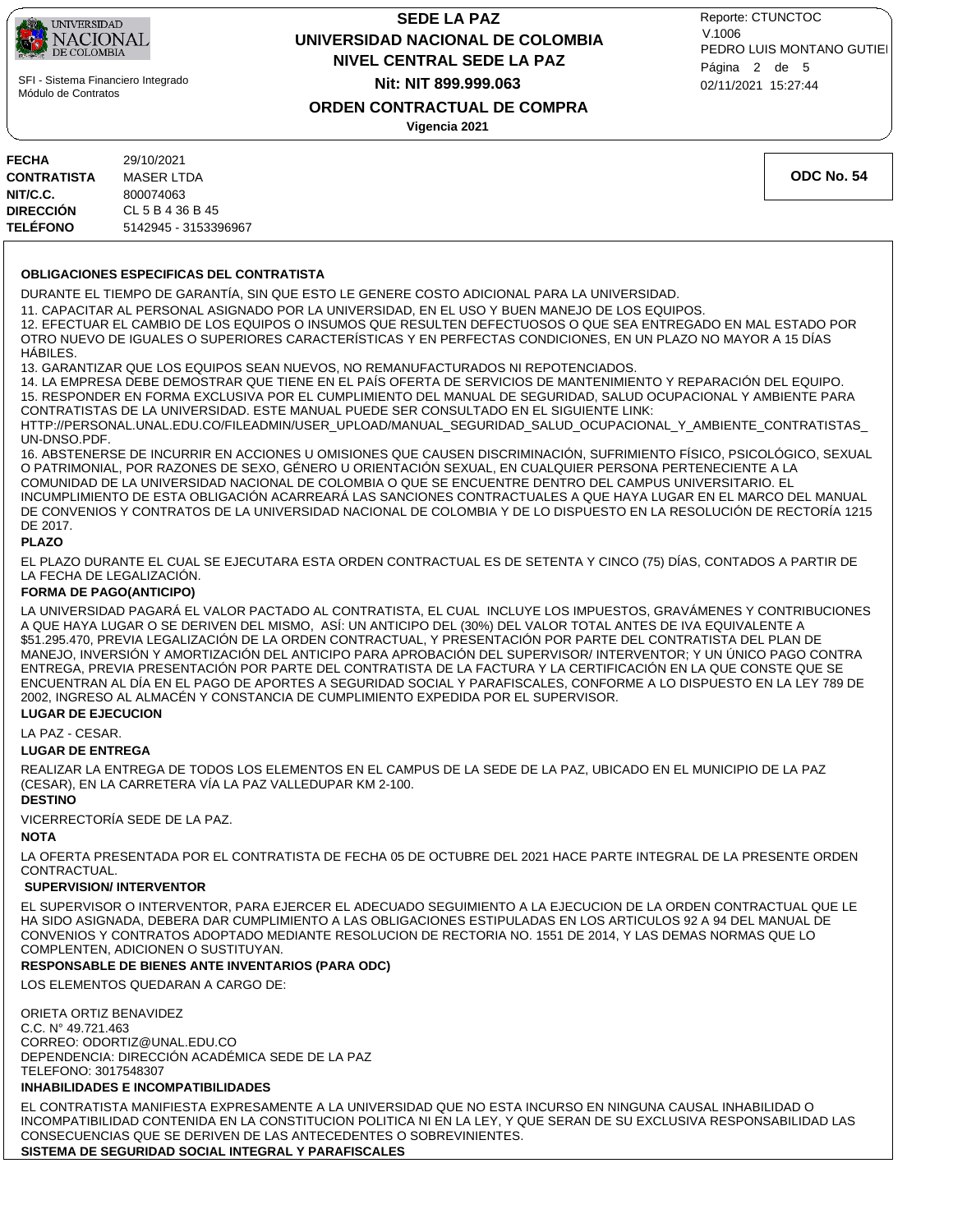| | |
|---|---|
| **FECHA** | 29/10/2021 |
| **CONTRATISTA** | MASER LTDA |
| **NIT/C.C.** | 800074063 |
| **DIRECCIÓN** | CL 5 B 4 36 B 45 |
| **TELÉFONO** | 5142945 - 3153396967 |

**ODC No. 54**

**OBLIGACIONES ESPECIFICAS DEL CONTRATISTA**

DURANTE EL TIEMPO DE GARANTÍA, SIN QUE ESTO LE GENERE COSTO ADICIONAL PARA LA UNIVERSIDAD.

11. CAPACITAR AL PERSONAL ASIGNADO POR LA UNIVERSIDAD, EN EL USO Y BUEN MANEJO DE LOS EQUIPOS.
12. EFECTUAR EL CAMBIO DE LOS EQUIPOS O INSUMOS QUE RESULTEN DEFECTUOSOS O QUE SEA ENTREGADO EN MAL ESTADO POR OTRO NUEVO DE IGUALES O SUPERIORES CARACTERÍSTICAS Y EN PERFECTAS CONDICIONES, EN UN PLAZO NO MAYOR A 15 DÍAS HÁBILES.
13. GARANTIZAR QUE LOS EQUIPOS SEAN NUEVOS, NO REMANUFACTURADOS NI REPOTENCIADOS.
14. LA EMPRESA DEBE DEMOSTRAR QUE TIENE EN EL PAÍS OFERTA DE SERVICIOS DE MANTENIMIENTO Y REPARACIÓN DEL EQUIPO.
15. RESPONDER EN FORMA EXCLUSIVA POR EL CUMPLIMIENTO DEL MANUAL DE SEGURIDAD, SALUD OCUPACIONAL Y AMBIENTE PARA CONTRATISTAS DE LA UNIVERSIDAD. ESTE MANUAL PUEDE SER CONSULTADO EN EL SIGUIENTE LINK: HTTP://PERSONAL.UNAL.EDU.CO/FILEADMIN/USER_UPLOAD/MANUAL_SEGURIDAD_SALUD_OCUPACIONAL_Y_AMBIENTE_CONTRATISTAS_UN-DNSO.PDF.
16. ABSTENERSE DE INCURRIR EN ACCIONES U OMISIONES QUE CAUSEN DISCRIMINACIÓN, SUFRIMIENTO FÍSICO, PSICOLÓGICO, SEXUAL O PATRIMONIAL, POR RAZONES DE SEXO, GÉNERO U ORIENTACIÓN SEXUAL, EN CUALQUIER PERSONA PERTENECIENTE A LA COMUNIDAD DE LA UNIVERSIDAD NACIONAL DE COLOMBIA O QUE SE ENCUENTRE DENTRO DEL CAMPUS UNIVERSITARIO. EL INCUMPLIMIENTO DE ESTA OBLIGACIÓN ACARREARÁ LAS SANCIONES CONTRACTUALES A QUE HAYA LUGAR EN EL MARCO DEL MANUAL DE CONVENIOS Y CONTRATOS DE LA UNIVERSIDAD NACIONAL DE COLOMBIA Y DE LO DISPUESTO EN LA RESOLUCIÓN DE RECTORÍA 1215 DE 2017.

**PLAZO**

EL PLAZO DURANTE EL CUAL SE EJECUTARA ESTA ORDEN CONTRACTUAL ES DE SETENTA Y CINCO (75) DÍAS, CONTADOS A PARTIR DE LA FECHA DE LEGALIZACIÓN.

**FORMA DE PAGO(ANTICIPO)**

LA UNIVERSIDAD PAGARÁ EL VALOR PACTADO AL CONTRATISTA, EL CUAL INCLUYE LOS IMPUESTOS, GRAVÁMENES Y CONTRIBUCIONES A QUE HAYA LUGAR O SE DERIVEN DEL MISMO, ASÍ: UN ANTICIPO DEL (30%) DEL VALOR TOTAL ANTES DE IVA EQUIVALENTE A $51.295.470, PREVIA LEGALIZACIÓN DE LA ORDEN CONTRACTUAL, Y PRESENTACIÓN POR PARTE DEL CONTRATISTA DEL PLAN DE MANEJO, INVERSIÓN Y AMORTIZACIÓN DEL ANTICIPO PARA APROBACIÓN DEL SUPERVISOR/ INTERVENTOR; Y UN ÚNICO PAGO CONTRA ENTREGA, PREVIA PRESENTACIÓN POR PARTE DEL CONTRATISTA DE LA FACTURA Y LA CERTIFICACIÓN EN LA QUE CONSTE QUE SE ENCUENTRAN AL DÍA EN EL PAGO DE APORTES A SEGURIDAD SOCIAL Y PARAFISCALES, CONFORME A LO DISPUESTO EN LA LEY 789 DE 2002, INGRESO AL ALMACÉN Y CONSTANCIA DE CUMPLIMIENTO EXPEDIDA POR EL SUPERVISOR.

**LUGAR DE EJECUCION**

LA PAZ - CESAR.

**LUGAR DE ENTREGA**

REALIZAR LA ENTREGA DE TODOS LOS ELEMENTOS EN EL CAMPUS DE LA SEDE DE LA PAZ, UBICADO EN EL MUNICIPIO DE LA PAZ (CESAR), EN LA CARRETERA VÍA LA PAZ VALLEDUPAR KM 2-100.

**DESTINO**

VICERRECTORÍA SEDE DE LA PAZ.

**NOTA**

LA OFERTA PRESENTADA POR EL CONTRATISTA DE FECHA 05 DE OCTUBRE DEL 2021 HACE PARTE INTEGRAL DE LA PRESENTE ORDEN CONTRACTUAL.

**SUPERVISION/ INTERVENTOR**

EL SUPERVISOR O INTERVENTOR, PARA EJERCER EL ADECUADO SEGUIMIENTO A LA EJECUCION DE LA ORDEN CONTRACTUAL QUE LE HA SIDO ASIGNADA, DEBERA DAR CUMPLIMIENTO A LAS OBLIGACIONES ESTIPULADAS EN LOS ARTICULOS 92 A 94 DEL MANUAL DE CONVENIOS Y CONTRATOS ADOPTADO MEDIANTE RESOLUCION DE RECTORIA NO. 1551 DE 2014, Y LAS DEMAS NORMAS QUE LO COMPLENTEN, ADICIONEN O SUSTITUYAN.

**RESPONSABLE DE BIENES ANTE INVENTARIOS (PARA ODC)**

LOS ELEMENTOS QUEDARAN A CARGO DE:

ORIETA ORTIZ BENAVIDEZ
C.C. N° 49.721.463
CORREO: ODORTIZ@UNAL.EDU.CO
DEPENDENCIA: DIRECCIÓN ACADÉMICA SEDE DE LA PAZ
TELEFONO: 3017548307

**INHABILIDADES E INCOMPATIBILIDADES**

EL CONTRATISTA MANIFIESTA EXPRESAMENTE A LA UNIVERSIDAD QUE NO ESTA INCURSO EN NINGUNA CAUSAL INHABILIDAD O INCOMPATIBILIDAD CONTENIDA EN LA CONSTITUCION POLITICA NI EN LA LEY, Y QUE SERAN DE SU EXCLUSIVA RESPONSABILIDAD LAS CONSECUENCIAS QUE SE DERIVEN DE LAS ANTECEDENTES O SOBREVINIENTES.

**SISTEMA DE SEGURIDAD SOCIAL INTEGRAL Y PARAFISCALES**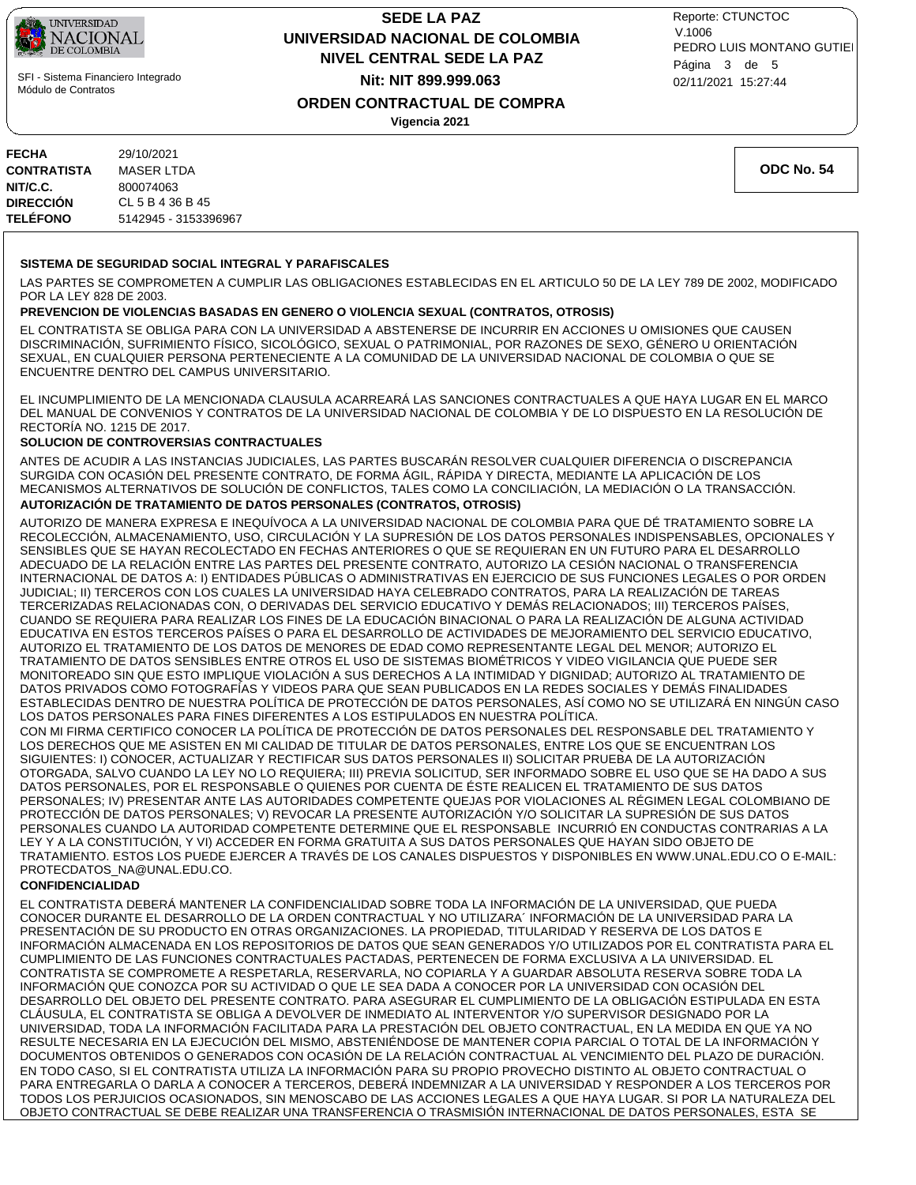| | |
|---|---|
| **FECHA** | 29/10/2021 |
| **CONTRATISTA** | MASER LTDA |
| **NIT/C.C.** | 800074063 |
| **DIRECCIÓN** | CL 5 B 4 36 B 45 |
| **TELÉFONO** | 5142945 - 3153396967 |

**ODC No. 54**

**SISTEMA DE SEGURIDAD SOCIAL INTEGRAL Y PARAFISCALES**

LAS PARTES SE COMPROMETEN A CUMPLIR LAS OBLIGACIONES ESTABLECIDAS EN EL ARTICULO 50 DE LA LEY 789 DE 2002, MODIFICADO POR LA LEY 828 DE 2003.

**PREVENCION DE VIOLENCIAS BASADAS EN GENERO O VIOLENCIA SEXUAL (CONTRATOS, OTROSIS)**

EL CONTRATISTA SE OBLIGA PARA CON LA UNIVERSIDAD A ABSTENERSE DE INCURRIR EN ACCIONES U OMISIONES QUE CAUSEN DISCRIMINACIÓN, SUFRIMIENTO FÍSICO, SICOLÓGICO, SEXUAL O PATRIMONIAL, POR RAZONES DE SEXO, GÉNERO U ORIENTACIÓN SEXUAL, EN CUALQUIER PERSONA PERTENECIENTE A LA COMUNIDAD DE LA UNIVERSIDAD NACIONAL DE COLOMBIA O QUE SE ENCUENTRE DENTRO DEL CAMPUS UNIVERSITARIO.

EL INCUMPLIMIENTO DE LA MENCIONADA CLAUSULA ACARREARÁ LAS SANCIONES CONTRACTUALES A QUE HAYA LUGAR EN EL MARCO DEL MANUAL DE CONVENIOS Y CONTRATOS DE LA UNIVERSIDAD NACIONAL DE COLOMBIA Y DE LO DISPUESTO EN LA RESOLUCIÓN DE RECTORÍA NO. 1215 DE 2017.

**SOLUCION DE CONTROVERSIAS CONTRACTUALES**

ANTES DE ACUDIR A LAS INSTANCIAS JUDICIALES, LAS PARTES BUSCARÁN RESOLVER CUALQUIER DIFERENCIA O DISCREPANCIA SURGIDA CON OCASIÓN DEL PRESENTE CONTRATO, DE FORMA ÁGIL, RÁPIDA Y DIRECTA, MEDIANTE LA APLICACIÓN DE LOS MECANISMOS ALTERNATIVOS DE SOLUCIÓN DE CONFLICTOS, TALES COMO LA CONCILIACIÓN, LA MEDIACIÓN O LA TRANSACCIÓN.

**AUTORIZACIÓN DE TRATAMIENTO DE DATOS PERSONALES (CONTRATOS, OTROSIS)**

AUTORIZO DE MANERA EXPRESA E INEQUÍVOCA A LA UNIVERSIDAD NACIONAL DE COLOMBIA PARA QUE DÉ TRATAMIENTO SOBRE LA RECOLECCIÓN, ALMACENAMIENTO, USO, CIRCULACIÓN Y LA SUPRESIÓN DE LOS DATOS PERSONALES INDISPENSABLES, OPCIONALES Y SENSIBLES QUE SE HAYAN RECOLECTADO EN FECHAS ANTERIORES O QUE SE REQUIERAN EN UN FUTURO PARA EL DESARROLLO ADECUADO DE LA RELACIÓN ENTRE LAS PARTES DEL PRESENTE CONTRATO, AUTORIZO LA CESIÓN NACIONAL O TRANSFERENCIA INTERNACIONAL DE DATOS A: I) ENTIDADES PÚBLICAS O ADMINISTRATIVAS EN EJERCICIO DE SUS FUNCIONES LEGALES O POR ORDEN JUDICIAL; II) TERCEROS CON LOS CUALES LA UNIVERSIDAD HAYA CELEBRADO CONTRATOS, PARA LA REALIZACIÓN DE TAREAS TERCERIZADAS RELACIONADAS CON, O DERIVADAS DEL SERVICIO EDUCATIVO Y DEMÁS RELACIONADOS; III) TERCEROS PAÍSES, CUANDO SE REQUIERA PARA REALIZAR LOS FINES DE LA EDUCACIÓN BINACIONAL O PARA LA REALIZACIÓN DE ALGUNA ACTIVIDAD EDUCATIVA EN ESTOS TERCEROS PAÍSES O PARA EL DESARROLLO DE ACTIVIDADES DE MEJORAMIENTO DEL SERVICIO EDUCATIVO, AUTORIZO EL TRATAMIENTO DE LOS DATOS DE MENORES DE EDAD COMO REPRESENTANTE LEGAL DEL MENOR; AUTORIZO EL TRATAMIENTO DE DATOS SENSIBLES ENTRE OTROS EL USO DE SISTEMAS BIOMÉTRICOS Y VIDEO VIGILANCIA QUE PUEDE SER MONITOREADO SIN QUE ESTO IMPLIQUE VIOLACIÓN A SUS DERECHOS A LA INTIMIDAD Y DIGNIDAD; AUTORIZO AL TRATAMIENTO DE DATOS PRIVADOS COMO FOTOGRAFÍAS Y VIDEOS PARA QUE SEAN PUBLICADOS EN LA REDES SOCIALES Y DEMÁS FINALIDADES ESTABLECIDAS DENTRO DE NUESTRA POLÍTICA DE PROTECCIÓN DE DATOS PERSONALES, ASÍ COMO NO SE UTILIZARÁ EN NINGÚN CASO LOS DATOS PERSONALES PARA FINES DIFERENTES A LOS ESTIPULADOS EN NUESTRA POLÍTICA.

CON MI FIRMA CERTIFICO CONOCER LA POLÍTICA DE PROTECCIÓN DE DATOS PERSONALES DEL RESPONSABLE DEL TRATAMIENTO Y LOS DERECHOS QUE ME ASISTEN EN MI CALIDAD DE TITULAR DE DATOS PERSONALES, ENTRE LOS QUE SE ENCUENTRAN LOS SIGUIENTES: I) CONOCER, ACTUALIZAR Y RECTIFICAR SUS DATOS PERSONALES II) SOLICITAR PRUEBA DE LA AUTORIZACIÓN OTORGADA, SALVO CUANDO LA LEY NO LO REQUIERA; III) PREVIA SOLICITUD, SER INFORMADO SOBRE EL USO QUE SE HA DADO A SUS DATOS PERSONALES, POR EL RESPONSABLE O QUIENES POR CUENTA DE ÉSTE REALICEN EL TRATAMIENTO DE SUS DATOS PERSONALES; IV) PRESENTAR ANTE LAS AUTORIDADES COMPETENTE QUEJAS POR VIOLACIONES AL RÉGIMEN LEGAL COLOMBIANO DE PROTECCIÓN DE DATOS PERSONALES; V) REVOCAR LA PRESENTE AUTORIZACIÓN Y/O SOLICITAR LA SUPRESIÓN DE SUS DATOS PERSONALES CUANDO LA AUTORIDAD COMPETENTE DETERMINE QUE EL RESPONSABLE INCURRIÓ EN CONDUCTAS CONTRARIAS A LA LEY Y A LA CONSTITUCIÓN, Y VI) ACCEDER EN FORMA GRATUITA A SUS DATOS PERSONALES QUE HAYAN SIDO OBJETO DE TRATAMIENTO. ESTOS LOS PUEDE EJERCER A TRAVÉS DE LOS CANALES DISPUESTOS Y DISPONIBLES EN WWW.UNAL.EDU.CO O E-MAIL: PROTECDATOS_NA@UNAL.EDU.CO.

**CONFIDENCIALIDAD**

EL CONTRATISTA DEBERÁ MANTENER LA CONFIDENCIALIDAD SOBRE TODA LA INFORMACIÓN DE LA UNIVERSIDAD, QUE PUEDA CONOCER DURANTE EL DESARROLLO DE LA ORDEN CONTRACTUAL Y NO UTILIZARA´ INFORMACIÓN DE LA UNIVERSIDAD PARA LA PRESENTACIÓN DE SU PRODUCTO EN OTRAS ORGANIZACIONES. LA PROPIEDAD, TITULARIDAD Y RESERVA DE LOS DATOS E INFORMACIÓN ALMACENADA EN LOS REPOSITORIOS DE DATOS QUE SEAN GENERADOS Y/O UTILIZADOS POR EL CONTRATISTA PARA EL CUMPLIMIENTO DE LAS FUNCIONES CONTRACTUALES PACTADAS, PERTENECEN DE FORMA EXCLUSIVA A LA UNIVERSIDAD. EL CONTRATISTA SE COMPROMETE A RESPETARLA, RESERVARLA, NO COPIARLA Y A GUARDAR ABSOLUTA RESERVA SOBRE TODA LA INFORMACIÓN QUE CONOZCA POR SU ACTIVIDAD O QUE LE SEA DADA A CONOCER POR LA UNIVERSIDAD CON OCASIÓN DEL DESARROLLO DEL OBJETO DEL PRESENTE CONTRATO. PARA ASEGURAR EL CUMPLIMIENTO DE LA OBLIGACIÓN ESTIPULADA EN ESTA CLÁUSULA, EL CONTRATISTA SE OBLIGA A DEVOLVER DE INMEDIATO AL INTERVENTOR Y/O SUPERVISOR DESIGNADO POR LA UNIVERSIDAD, TODA LA INFORMACIÓN FACILITADA PARA LA PRESTACIÓN DEL OBJETO CONTRACTUAL, EN LA MEDIDA EN QUE YA NO RESULTE NECESARIA EN LA EJECUCIÓN DEL MISMO, ABSTENIÉNDOSE DE MANTENER COPIA PARCIAL O TOTAL DE LA INFORMACIÓN Y DOCUMENTOS OBTENIDOS O GENERADOS CON OCASIÓN DE LA RELACIÓN CONTRACTUAL AL VENCIMIENTO DEL PLAZO DE DURACIÓN. EN TODO CASO, SI EL CONTRATISTA UTILIZA LA INFORMACIÓN PARA SU PROPIO PROVECHO DISTINTO AL OBJETO CONTRACTUAL O PARA ENTREGARLA O DARLA A CONOCER A TERCEROS, DEBERÁ INDEMNIZAR A LA UNIVERSIDAD Y RESPONDER A LOS TERCEROS POR TODOS LOS PERJUICIOS OCASIONADOS, SIN MENOSCABO DE LAS ACCIONES LEGALES A QUE HAYA LUGAR. SI POR LA NATURALEZA DEL OBJETO CONTRACTUAL SE DEBE REALIZAR UNA TRANSFERENCIA O TRASMISIÓN INTERNACIONAL DE DATOS PERSONALES, ESTA SE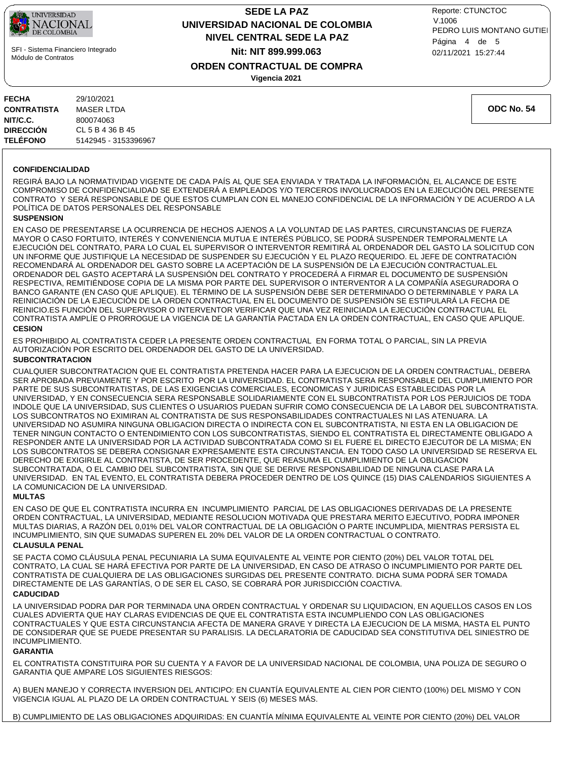| | |
|---|---|
| **FECHA** | 29/10/2021 |
| **CONTRATISTA** | MASER LTDA |
| **NIT/C.C.** | 800074063 |
| **DIRECCIÓN** | CL 5 B 4 36 B 45 |
| **TELÉFONO** | 5142945 - 3153396967 |

**ODC No. 54**

**CONFIDENCIALIDAD**

REGIRÁ BAJO LA NORMATIVIDAD VIGENTE DE CADA PAÍS AL QUE SEA ENVIADA Y TRATADA LA INFORMACIÓN, EL ALCANCE DE ESTE COMPROMISO DE CONFIDENCIALIDAD SE EXTENDERÁ A EMPLEADOS Y/O TERCEROS INVOLUCRADOS EN LA EJECUCIÓN DEL PRESENTE CONTRATO Y SERÁ RESPONSABLE DE QUE ESTOS CUMPLAN CON EL MANEJO CONFIDENCIAL DE LA INFORMACIÓN Y DE ACUERDO A LA POLÍTICA DE DATOS PERSONALES DEL RESPONSABLE

**SUSPENSION**

EN CASO DE PRESENTARSE LA OCURRENCIA DE HECHOS AJENOS A LA VOLUNTAD DE LAS PARTES, CIRCUNSTANCIAS DE FUERZA MAYOR O CASO FORTUITO, INTERÉS Y CONVENIENCIA MUTUA E INTERÉS PÚBLICO, SE PODRÁ SUSPENDER TEMPORALMENTE LA EJECUCIÓN DEL CONTRATO, PARA LO CUAL EL SUPERVISOR O INTERVENTOR REMITIRÁ AL ORDENADOR DEL GASTO LA SOLICITUD CON UN INFORME QUE JUSTIFIQUE LA NECESIDAD DE SUSPENDER SU EJECUCIÓN Y EL PLAZO REQUERIDO. EL JEFE DE CONTRATACIÓN RECOMENDARÁ AL ORDENADOR DEL GASTO SOBRE LA ACEPTACIÓN DE LA SUSPENSIÓN DE LA EJECUCIÓN CONTRACTUAL.EL ORDENADOR DEL GASTO ACEPTARÁ LA SUSPENSIÓN DEL CONTRATO Y PROCEDERÁ A FIRMAR EL DOCUMENTO DE SUSPENSIÓN RESPECTIVA, REMITIÉNDOSE COPIA DE LA MISMA POR PARTE DEL SUPERVISOR O INTERVENTOR A LA COMPAÑÍA ASEGURADORA O BANCO GARANTE (EN CASO QUE APLIQUE). EL TÉRMINO DE LA SUSPENSIÓN DEBE SER DETERMINADO O DETERMINABLE Y PARA LA REINICIACIÓN DE LA EJECUCIÓN DE LA ORDEN CONTRACTUAL EN EL DOCUMENTO DE SUSPENSIÓN SE ESTIPULARÁ LA FECHA DE REINICIO.ES FUNCIÓN DEL SUPERVISOR O INTERVENTOR VERIFICAR QUE UNA VEZ REINICIADA LA EJECUCIÓN CONTRACTUAL EL CONTRATISTA AMPLÍE O PRORROGUE LA VIGENCIA DE LA GARANTÍA PACTADA EN LA ORDEN CONTRACTUAL, EN CASO QUE APLIQUE.

**CESION**

ES PROHIBIDO AL CONTRATISTA CEDER LA PRESENTE ORDEN CONTRACTUAL EN FORMA TOTAL O PARCIAL, SIN LA PREVIA AUTORIZACIÓN POR ESCRITO DEL ORDENADOR DEL GASTO DE LA UNIVERSIDAD.

**SUBCONTRATACION**

CUALQUIER SUBCONTRATACION QUE EL CONTRATISTA PRETENDA HACER PARA LA EJECUCION DE LA ORDEN CONTRACTUAL, DEBERA SER APROBADA PREVIAMENTE Y POR ESCRITO POR LA UNIVERSIDAD. EL CONTRATISTA SERA RESPONSABLE DEL CUMPLIMIENTO POR PARTE DE SUS SUBCONTRATISTAS, DE LAS EXIGENCIAS COMERCIALES, ECONOMICAS Y JURIDICAS ESTABLECIDAS POR LA UNIVERSIDAD, Y EN CONSECUENCIA SERA RESPONSABLE SOLIDARIAMENTE CON EL SUBCONTRATISTA POR LOS PERJUICIOS DE TODA INDOLE QUE LA UNIVERSIDAD, SUS CLIENTES O USUARIOS PUEDAN SUFRIR COMO CONSECUENCIA DE LA LABOR DEL SUBCONTRATISTA. LOS SUBCONTRATOS NO EXIMIRAN AL CONTRATISTA DE SUS RESPONSABILIDADES CONTRACTUALES NI LAS ATENUARA. LA UNIVERSIDAD NO ASUMIRA NINGUNA OBLIGACION DIRECTA O INDIRECTA CON EL SUBCONTRATISTA, NI ESTA EN LA OBLIGACION DE TENER NINGUN CONTACTO O ENTENDIMIENTO CON LOS SUBCONTRATISTAS, SIENDO EL CONTRATISTA EL DIRECTAMENTE OBLIGADO A RESPONDER ANTE LA UNIVERSIDAD POR LA ACTIVIDAD SUBCONTRATADA COMO SI EL FUERE EL DIRECTO EJECUTOR DE LA MISMA; EN LOS SUBCONTRATOS SE DEBERA CONSIGNAR EXPRESAMENTE ESTA CIRCUNSTANCIA. EN TODO CASO LA UNIVERSIDAD SE RESERVA EL DERECHO DE EXIGIRLE AL CONTRATISTA, DE SER PROCEDENTE, QUE REASUMA EL CUMPLIMIENTO DE LA OBLIGACION SUBCONTRATADA, O EL CAMBIO DEL SUBCONTRATISTA, SIN QUE SE DERIVE RESPONSABILIDAD DE NINGUNA CLASE PARA LA UNIVERSIDAD. EN TAL EVENTO, EL CONTRATISTA DEBERA PROCEDER DENTRO DE LOS QUINCE (15) DIAS CALENDARIOS SIGUIENTES A LA COMUNICACION DE LA UNIVERSIDAD.

**MULTAS**

EN CASO DE QUE EL CONTRATISTA INCURRA EN INCUMPLIMIENTO PARCIAL DE LAS OBLIGACIONES DERIVADAS DE LA PRESENTE ORDEN CONTRACTUAL, LA UNIVERSIDAD, MEDIANTE RESOLUCION MOTIVADA QUE PRESTARA MERITO EJECUTIVO, PODRA IMPONER MULTAS DIARIAS, A RAZÓN DEL 0,01% DEL VALOR CONTRACTUAL DE LA OBLIGACIÓN O PARTE INCUMPLIDA, MIENTRAS PERSISTA EL INCUMPLIMIENTO, SIN QUE SUMADAS SUPEREN EL 20% DEL VALOR DE LA ORDEN CONTRACTUAL O CONTRATO.

**CLAUSULA PENAL**

SE PACTA COMO CLÁUSULA PENAL PECUNIARIA LA SUMA EQUIVALENTE AL VEINTE POR CIENTO (20%) DEL VALOR TOTAL DEL CONTRATO, LA CUAL SE HARÁ EFECTIVA POR PARTE DE LA UNIVERSIDAD, EN CASO DE ATRASO O INCUMPLIMIENTO POR PARTE DEL CONTRATISTA DE CUALQUIERA DE LAS OBLIGACIONES SURGIDAS DEL PRESENTE CONTRATO. DICHA SUMA PODRÁ SER TOMADA DIRECTAMENTE DE LAS GARANTÍAS, O DE SER EL CASO, SE COBRARÁ POR JURISDICCIÓN COACTIVA.

**CADUCIDAD**

LA UNIVERSIDAD PODRA DAR POR TERMINADA UNA ORDEN CONTRACTUAL Y ORDENAR SU LIQUIDACION, EN AQUELLOS CASOS EN LOS CUALES ADVIERTA QUE HAY CLARAS EVIDENCIAS DE QUE EL CONTRATISTA ESTA INCUMPLIENDO CON LAS OBLIGACIONES CONTRACTUALES Y QUE ESTA CIRCUNSTANCIA AFECTA DE MANERA GRAVE Y DIRECTA LA EJECUCION DE LA MISMA, HASTA EL PUNTO DE CONSIDERAR QUE SE PUEDE PRESENTAR SU PARALISIS. LA DECLARATORIA DE CADUCIDAD SEA CONSTITUTIVA DEL SINIESTRO DE INCUMPLIMIENTO.

**GARANTIA**

EL CONTRATISTA CONSTITUIRA POR SU CUENTA Y A FAVOR DE LA UNIVERSIDAD NACIONAL DE COLOMBIA, UNA POLIZA DE SEGURO O GARANTIA QUE AMPARE LOS SIGUIENTES RIESGOS:

A) BUEN MANEJO Y CORRECTA INVERSION DEL ANTICIPO: EN CUANTÍA EQUIVALENTE AL CIEN POR CIENTO (100%) DEL MISMO Y CON VIGENCIA IGUAL AL PLAZO DE LA ORDEN CONTRACTUAL Y SEIS (6) MESES MÁS.

B) CUMPLIMIENTO DE LAS OBLIGACIONES ADQUIRIDAS: EN CUANTÍA MÍNIMA EQUIVALENTE AL VEINTE POR CIENTO (20%) DEL VALOR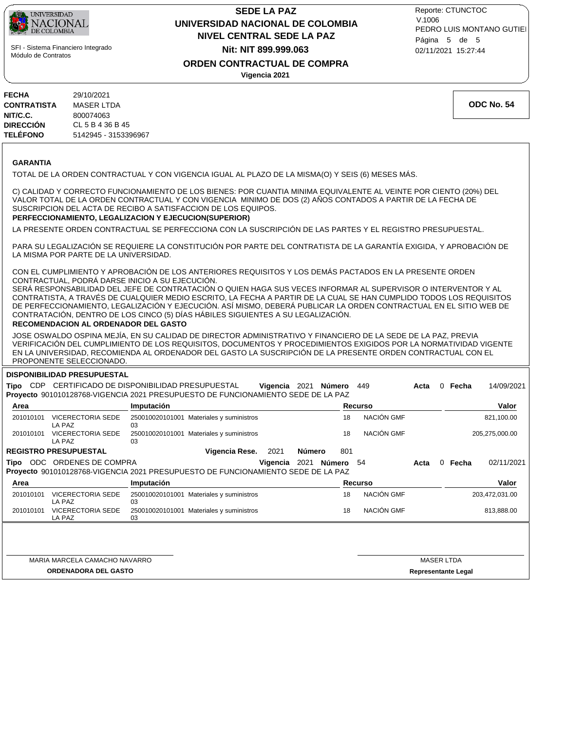| | |
|---|---|
| **FECHA** | 29/10/2021 |
| **CONTRATISTA** | MASER LTDA |
| **NIT/C.C.** | 800074063 |
| **DIRECCIÓN** | CL 5 B 4 36 B 45 |
| **TELÉFONO** | 5142945 - 3153396967 |

**ODC No. 54**

**GARANTIA**

TOTAL DE LA ORDEN CONTRACTUAL Y CON VIGENCIA IGUAL AL PLAZO DE LA MISMA(O) Y SEIS (6) MESES MÁS.

C) CALIDAD Y CORRECTO FUNCIONAMIENTO DE LOS BIENES: POR CUANTIA MINIMA EQUIVALENTE AL VEINTE POR CIENTO (20%) DEL VALOR TOTAL DE LA ORDEN CONTRACTUAL Y CON VIGENCIA MINIMO DE DOS (2) AÑOS CONTADOS A PARTIR DE LA FECHA DE SUSCRIPCION DEL ACTA DE RECIBO A SATISFACCION DE LOS EQUIPOS.

**PERFECCIONAMIENTO, LEGALIZACION Y EJECUCION(SUPERIOR)**

LA PRESENTE ORDEN CONTRACTUAL SE PERFECCIONA CON LA SUSCRIPCIÓN DE LAS PARTES Y EL REGISTRO PRESUPUESTAL.

PARA SU LEGALIZACIÓN SE REQUIERE LA CONSTITUCIÓN POR PARTE DEL CONTRATISTA DE LA GARANTÍA EXIGIDA, Y APROBACIÓN DE LA MISMA POR PARTE DE LA UNIVERSIDAD.

CON EL CUMPLIMIENTO Y APROBACIÓN DE LOS ANTERIORES REQUISITOS Y LOS DEMÁS PACTADOS EN LA PRESENTE ORDEN CONTRACTUAL, PODRÁ DARSE INICIO A SU EJECUCIÓN.
SERÁ RESPONSABILIDAD DEL JEFE DE CONTRATACIÓN O QUIEN HAGA SUS VECES INFORMAR AL SUPERVISOR O INTERVENTOR Y AL CONTRATISTA, A TRAVÉS DE CUALQUIER MEDIO ESCRITO, LA FECHA A PARTIR DE LA CUAL SE HAN CUMPLIDO TODOS LOS REQUISITOS DE PERFECCIONAMIENTO, LEGALIZACIÓN Y EJECUCIÓN. ASÍ MISMO, DEBERÁ PUBLICAR LA ORDEN CONTRACTUAL EN EL SITIO WEB DE CONTRATACIÓN, DENTRO DE LOS CINCO (5) DÍAS HÁBILES SIGUIENTES A SU LEGALIZACIÓN.

**RECOMENDACION AL ORDENADOR DEL GASTO**

JOSE OSWALDO OSPINA MEJÍA, EN SU CALIDAD DE DIRECTOR ADMINISTRATIVO Y FINANCIERO DE LA SEDE DE LA PAZ, PREVIA VERIFICACIÓN DEL CUMPLIMIENTO DE LOS REQUISITOS, DOCUMENTOS Y PROCEDIMIENTOS EXIGIDOS POR LA NORMATIVIDAD VIGENTE EN LA UNIVERSIDAD, RECOMIENDA AL ORDENADOR DEL GASTO LA SUSCRIPCIÓN DE LA PRESENTE ORDEN CONTRACTUAL CON EL PROPONENTE SELECCIONADO.

**DISPONIBILIDAD PRESUPUESTAL**

**Tipo** CDP CERTIFICADO DE DISPONIBILIDAD PRESUPUESTAL **Vigencia** 2021 **Número** 449 **Acta** 0 **Fecha** 14/09/2021
**Proyecto** 901010128768-VIGENCIA 2021 PRESUPUESTO DE FUNCIONAMIENTO SEDE DE LA PAZ

| Area | | Imputación | Recurso | | Valor |
|---|---|---|---|---|---|
| 201010101 | VICERECTORIA SEDE LA PAZ | 250010020101001 Materiales y suministros 03 | 18 | NACIÓN GMF | 821,100.00 |
| 201010101 | VICERECTORIA SEDE LA PAZ | 250010020101001 Materiales y suministros 03 | 18 | NACIÓN GMF | 205,275,000.00 |

**REGISTRO PRESUPUESTAL** **Vigencia Rese.** 2021 **Número** 801

**Tipo** ODC ORDENES DE COMPRA **Vigencia** 2021 **Número** 54 **Acta** 0 **Fecha** 02/11/2021
**Proyecto** 901010128768-VIGENCIA 2021 PRESUPUESTO DE FUNCIONAMIENTO SEDE DE LA PAZ

| Area | | Imputación | Recurso | | Valor |
|---|---|---|---|---|---|
| 201010101 | VICERECTORIA SEDE LA PAZ | 250010020101001 Materiales y suministros 03 | 18 | NACIÓN GMF | 203,472,031.00 |
| 201010101 | VICERECTORIA SEDE LA PAZ | 250010020101001 Materiales y suministros 03 | 18 | NACIÓN GMF | 813,888.00 |

MARIA MARCELA CAMACHO NAVARRO
**ORDENADORA DEL GASTO**

MASER LTDA
**Representante Legal**